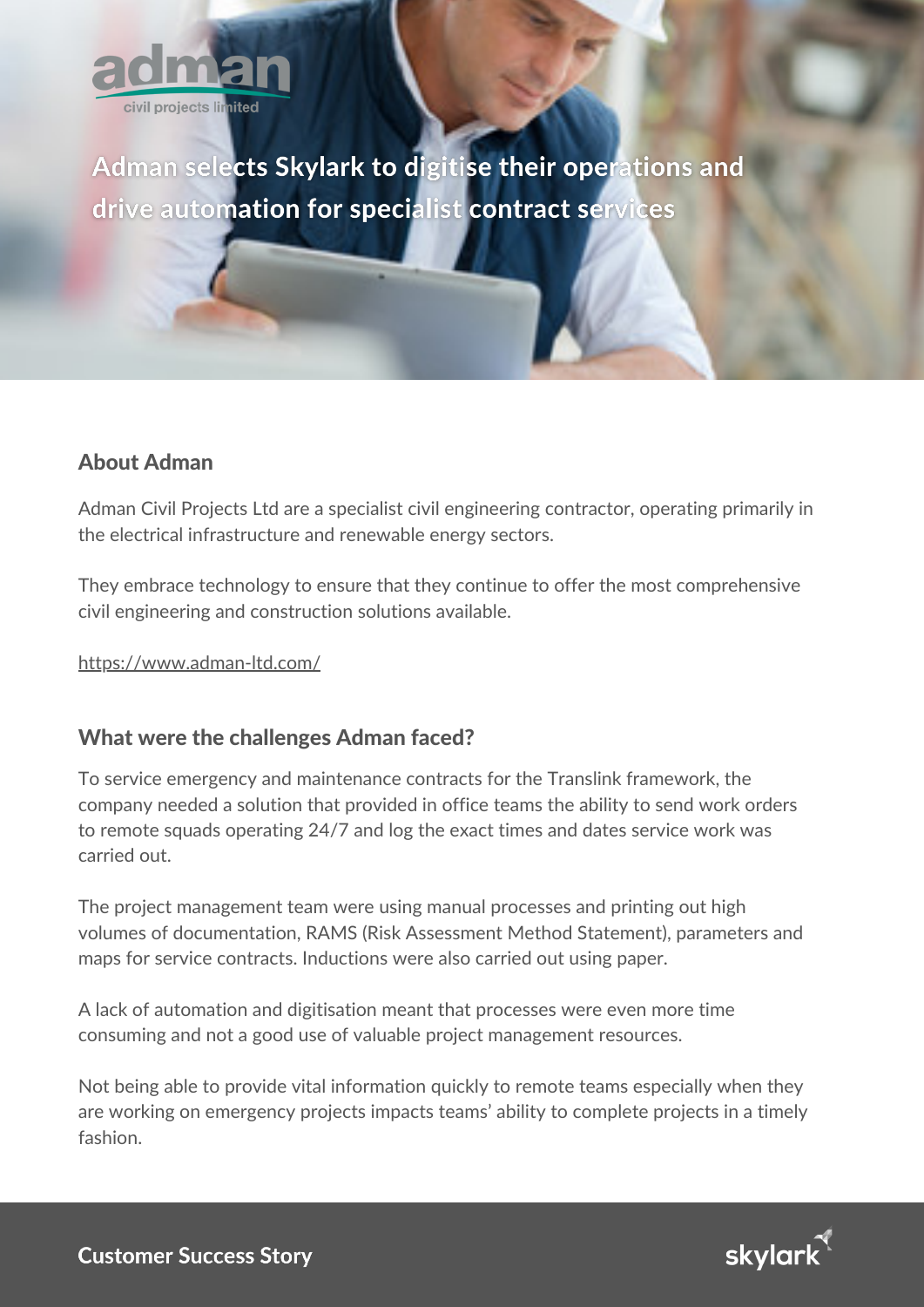# Adman selects Skylark to digitise their operations and drive automation for specialist contract services

## About Adman

Adman Civil Projects Ltd are a specialist civil engineering contractor, operating primarily in the electrical infrastructure and renewable energy sectors.

They embrace technology to ensure that they continue to offer the most comprehensive civil engineering and construction solutions available.

https://www.adman-ltd.com/

## What were the challenges Adman faced?

To service emergency and maintenance contracts for the Translink framework, the company needed a solution that provided in office teams the ability to send work orders to remote squads operating 24/7 and log the exact times and dates service work was carried out.

The project management team were using manual processes and printing out high volumes of documentation, RAMS (Risk Assessment Method Statement), parameters and maps for service contracts. Inductions were also carried out using paper.

A lack of automation and digitisation meant that processes were even more time consuming and not a good use of valuable project management resources.

Not being able to provide vital information quickly to remote teams especially when they are working on emergency projects impacts teams' ability to complete projects in a timely fashion.

**Customer Success Story**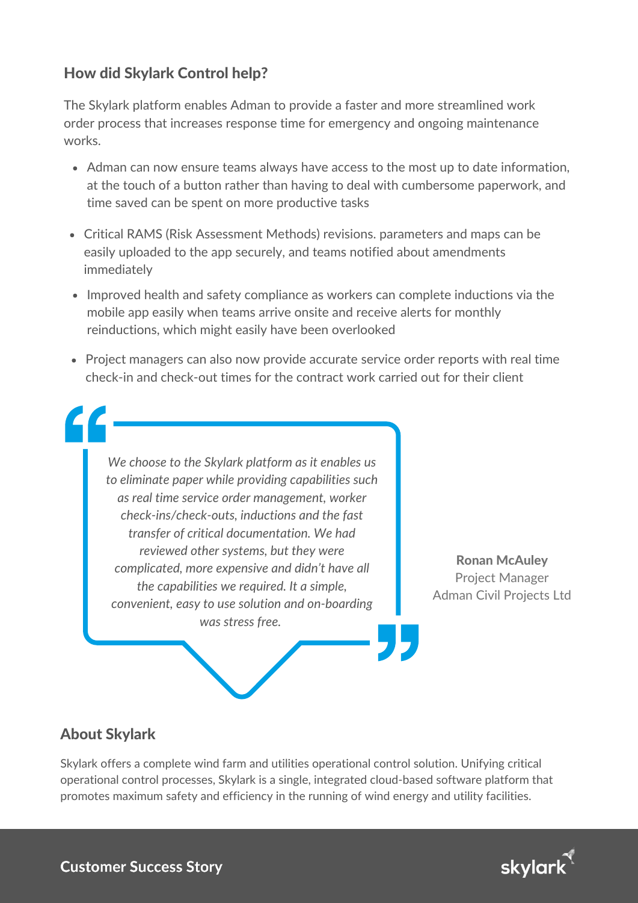## How did Skylark Control help?

The Skylark platform enables Adman to provide a faster and more streamlined work order process that increases response time for emergency and ongoing maintenance works.

- Adman can now ensure teams always have access to the most up to date information, at the touch of a button rather than having to deal with cumbersome paperwork, and time saved can be spent on more productive tasks
- Critical RAMS (Risk Assessment Methods) revisions. parameters and maps can be easily uploaded to the app securely, and teams notified about amendments immediately
- Improved health and safety compliance as workers can complete inductions via the mobile app easily when teams arrive onsite and receive alerts for monthly reinductions, which might easily have been overlooked
- Project managers can also now provide accurate service order reports with real time check-in and check-out times for the contract work carried out for their client

> *We choose to the Skylark platform as it enables us to eliminate paper while providing capabilities such as real time service order management, worker check-ins/check-outs, inductions and the fast transfer of critical documentation. We had reviewed other systems, but they were complicated, more expensive and didn't have all the capabilities we required. It a simple, convenient, easy to use solution and on-boarding was stress free.*

**Ronan McAuley**
Project Manager
Adman Civil Projects Ltd

## About Skylark

Skylark offers a complete wind farm and utilities operational control solution. Unifying critical operational control processes, Skylark is a single, integrated cloud-based software platform that promotes maximum safety and efficiency in the running of wind energy and utility facilities.

**Customer Success Story**

skylark